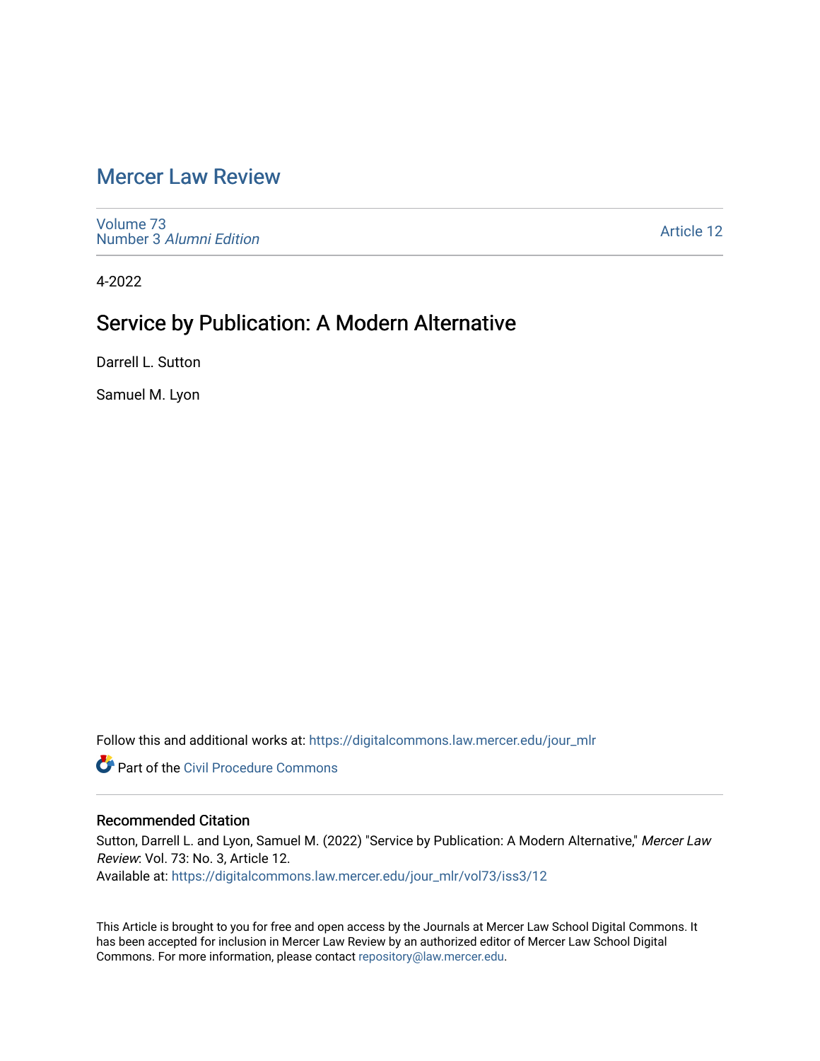# Mercer Law Review

Volume 73
Number 3 *Alumni Edition*

Article 12

4-2022

## Service by Publication: A Modern Alternative

Darrell L. Sutton

Samuel M. Lyon

Follow this and additional works at: https://digitalcommons.law.mercer.edu/jour_mlr

Part of the Civil Procedure Commons

### Recommended Citation

Sutton, Darrell L. and Lyon, Samuel M. (2022) "Service by Publication: A Modern Alternative," *Mercer Law Review*: Vol. 73: No. 3, Article 12.
Available at: https://digitalcommons.law.mercer.edu/jour_mlr/vol73/iss3/12

This Article is brought to you for free and open access by the Journals at Mercer Law School Digital Commons. It has been accepted for inclusion in Mercer Law Review by an authorized editor of Mercer Law School Digital Commons. For more information, please contact repository@law.mercer.edu.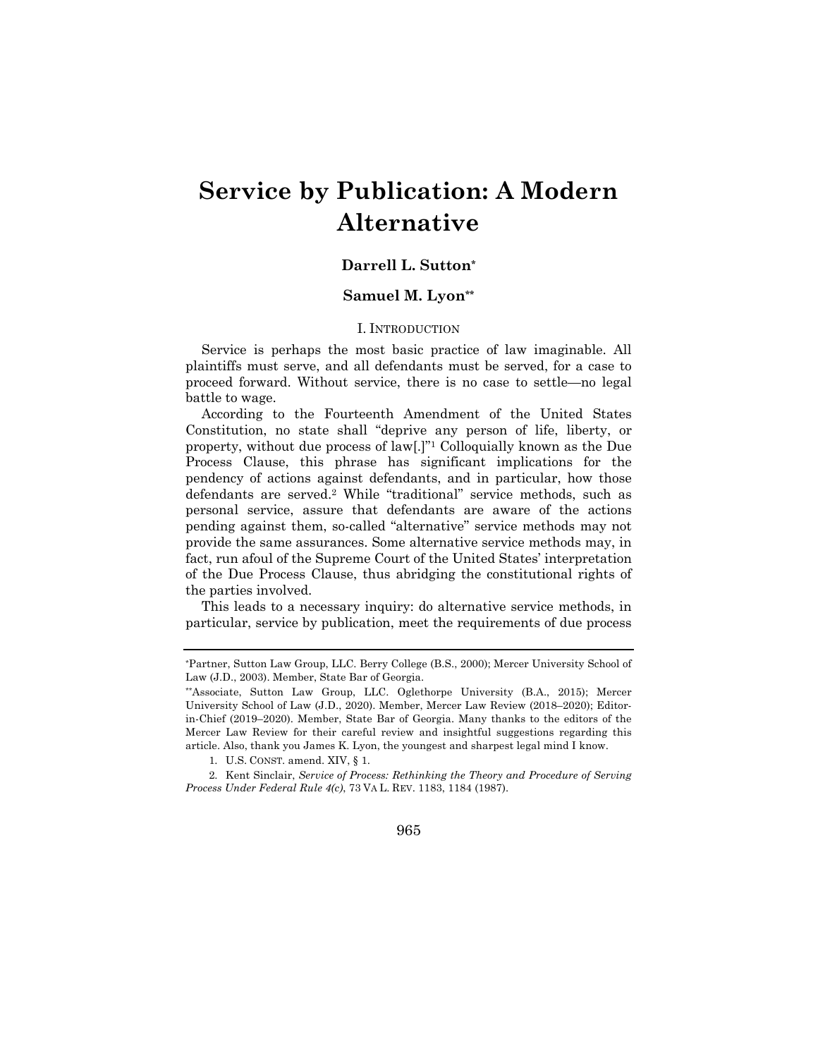# Service by Publication: A Modern Alternative

**Darrell L. Sutton**[*]

**Samuel M. Lyon**[**]

## I. INTRODUCTION

Service is perhaps the most basic practice of law imaginable. All plaintiffs must serve, and all defendants must be served, for a case to proceed forward. Without service, there is no case to settle—no legal battle to wage.

According to the Fourteenth Amendment of the United States Constitution, no state shall "deprive any person of life, liberty, or property, without due process of law[.]"[1] Colloquially known as the Due Process Clause, this phrase has significant implications for the pendency of actions against defendants, and in particular, how those defendants are served.[2] While "traditional" service methods, such as personal service, assure that defendants are aware of the actions pending against them, so-called "alternative" service methods may not provide the same assurances. Some alternative service methods may, in fact, run afoul of the Supreme Court of the United States' interpretation of the Due Process Clause, thus abridging the constitutional rights of the parties involved.

This leads to a necessary inquiry: do alternative service methods, in particular, service by publication, meet the requirements of due process

---

[*] Partner, Sutton Law Group, LLC. Berry College (B.S., 2000); Mercer University School of Law (J.D., 2003). Member, State Bar of Georgia.

[**] Associate, Sutton Law Group, LLC. Oglethorpe University (B.A., 2015); Mercer University School of Law (J.D., 2020). Member, Mercer Law Review (2018–2020); Editor-in-Chief (2019–2020). Member, State Bar of Georgia. Many thanks to the editors of the Mercer Law Review for their careful review and insightful suggestions regarding this article. Also, thank you James K. Lyon, the youngest and sharpest legal mind I know.

1. U.S. CONST. amend. XIV, § 1.

2. Kent Sinclair, *Service of Process: Rethinking the Theory and Procedure of Serving Process Under Federal Rule 4(c)*, 73 VA L. REV. 1183, 1184 (1987).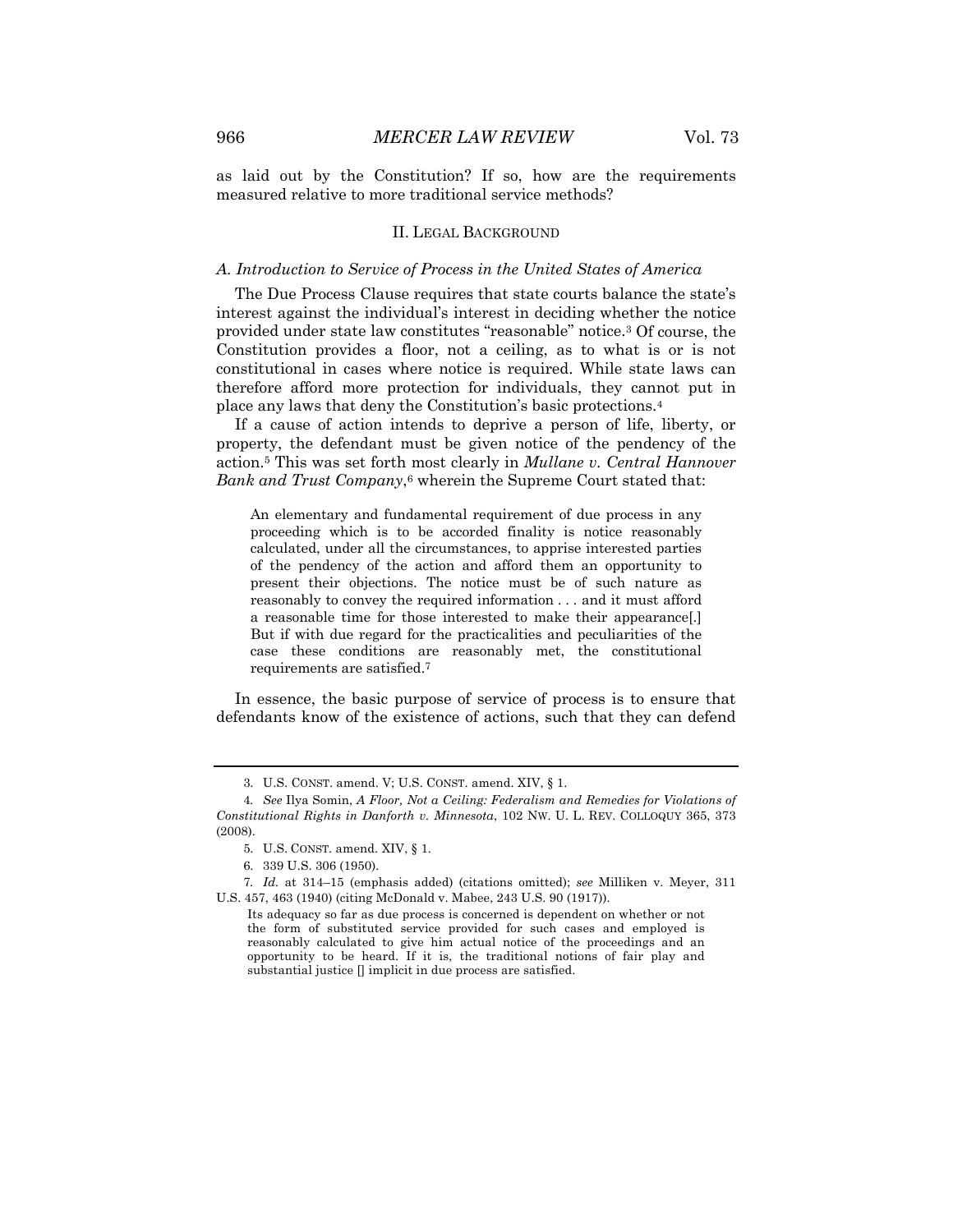as laid out by the Constitution? If so, how are the requirements measured relative to more traditional service methods?

## II. LEGAL BACKGROUND

### *A. Introduction to Service of Process in the United States of America*

The Due Process Clause requires that state courts balance the state's interest against the individual's interest in deciding whether the notice provided under state law constitutes "reasonable" notice.[3] Of course, the Constitution provides a floor, not a ceiling, as to what is or is not constitutional in cases where notice is required. While state laws can therefore afford more protection for individuals, they cannot put in place any laws that deny the Constitution's basic protections.[4]

If a cause of action intends to deprive a person of life, liberty, or property, the defendant must be given notice of the pendency of the action.[5] This was set forth most clearly in *Mullane v. Central Hannover Bank and Trust Company*,[6] wherein the Supreme Court stated that:

> An elementary and fundamental requirement of due process in any proceeding which is to be accorded finality is notice reasonably calculated, under all the circumstances, to apprise interested parties of the pendency of the action and afford them an opportunity to present their objections. The notice must be of such nature as reasonably to convey the required information . . . and it must afford a reasonable time for those interested to make their appearance[.] But if with due regard for the practicalities and peculiarities of the case these conditions are reasonably met, the constitutional requirements are satisfied.[7]

In essence, the basic purpose of service of process is to ensure that defendants know of the existence of actions, such that they can defend

---

3. U.S. CONST. amend. V; U.S. CONST. amend. XIV, § 1.

4. *See* Ilya Somin, *A Floor, Not a Ceiling: Federalism and Remedies for Violations of Constitutional Rights in Danforth v. Minnesota*, 102 NW. U. L. REV. COLLOQUY 365, 373 (2008).

5. U.S. CONST. amend. XIV, § 1.

6. 339 U.S. 306 (1950).

7. *Id.* at 314–15 (emphasis added) (citations omitted); *see* Milliken v. Meyer, 311 U.S. 457, 463 (1940) (citing McDonald v. Mabee, 243 U.S. 90 (1917)).

> Its adequacy so far as due process is concerned is dependent on whether or not the form of substituted service provided for such cases and employed is reasonably calculated to give him actual notice of the proceedings and an opportunity to be heard. If it is, the traditional notions of fair play and substantial justice [] implicit in due process are satisfied.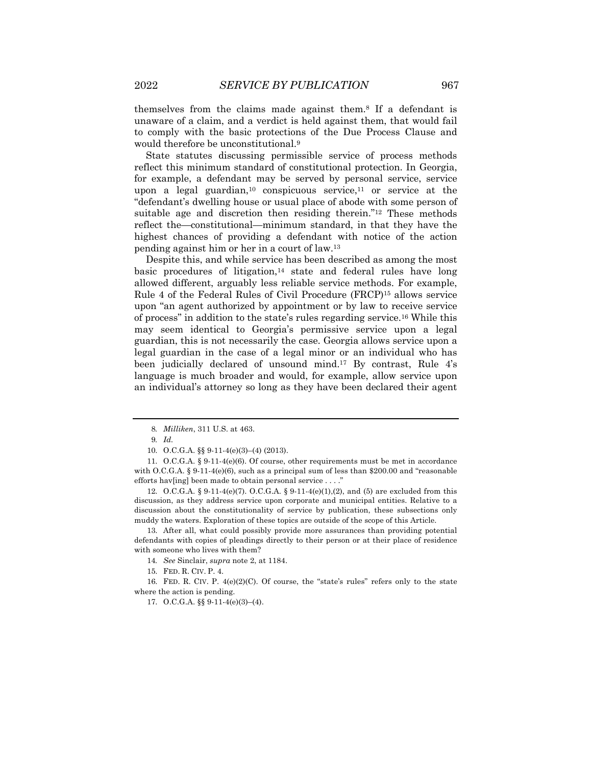themselves from the claims made against them.[8] If a defendant is unaware of a claim, and a verdict is held against them, that would fail to comply with the basic protections of the Due Process Clause and would therefore be unconstitutional.[9]

State statutes discussing permissible service of process methods reflect this minimum standard of constitutional protection. In Georgia, for example, a defendant may be served by personal service, service upon a legal guardian,[10] conspicuous service,[11] or service at the "defendant's dwelling house or usual place of abode with some person of suitable age and discretion then residing therein."[12] These methods reflect the—constitutional—minimum standard, in that they have the highest chances of providing a defendant with notice of the action pending against him or her in a court of law.[13]

Despite this, and while service has been described as among the most basic procedures of litigation,[14] state and federal rules have long allowed different, arguably less reliable service methods. For example, Rule 4 of the Federal Rules of Civil Procedure (FRCP)[15] allows service upon "an agent authorized by appointment or by law to receive service of process" in addition to the state's rules regarding service.[16] While this may seem identical to Georgia's permissive service upon a legal guardian, this is not necessarily the case. Georgia allows service upon a legal guardian in the case of a legal minor or an individual who has been judicially declared of unsound mind.[17] By contrast, Rule 4's language is much broader and would, for example, allow service upon an individual's attorney so long as they have been declared their agent

---

8. *Milliken*, 311 U.S. at 463.

9. *Id.*

10. O.C.G.A. §§ 9-11-4(e)(3)–(4) (2013).

11. O.C.G.A. § 9-11-4(e)(6). Of course, other requirements must be met in accordance with O.C.G.A. § 9-11-4(e)(6), such as a principal sum of less than $200.00 and "reasonable efforts hav[ing] been made to obtain personal service . . . ."

12. O.C.G.A. § 9-11-4(e)(7). O.C.G.A. § 9-11-4(e)(1),(2), and (5) are excluded from this discussion, as they address service upon corporate and municipal entities. Relative to a discussion about the constitutionality of service by publication, these subsections only muddy the waters. Exploration of these topics are outside of the scope of this Article.

13. After all, what could possibly provide more assurances than providing potential defendants with copies of pleadings directly to their person or at their place of residence with someone who lives with them?

14. *See* Sinclair, *supra* note 2, at 1184.

15. FED. R. CIV. P. 4.

16. FED. R. CIV. P. 4(e)(2)(C). Of course, the "state's rules" refers only to the state where the action is pending.

17. O.C.G.A. §§ 9-11-4(e)(3)–(4).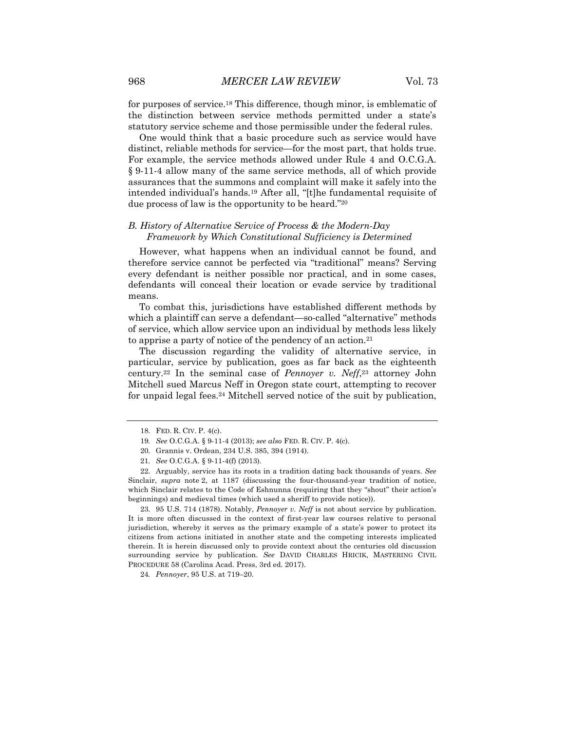for purposes of service.[18] This difference, though minor, is emblematic of the distinction between service methods permitted under a state's statutory service scheme and those permissible under the federal rules.

One would think that a basic procedure such as service would have distinct, reliable methods for service—for the most part, that holds true. For example, the service methods allowed under Rule 4 and O.C.G.A. § 9-11-4 allow many of the same service methods, all of which provide assurances that the summons and complaint will make it safely into the intended individual's hands.[19] After all, "[t]he fundamental requisite of due process of law is the opportunity to be heard."[20]

### *B. History of Alternative Service of Process & the Modern-Day Framework by Which Constitutional Sufficiency is Determined*

However, what happens when an individual cannot be found, and therefore service cannot be perfected via "traditional" means? Serving every defendant is neither possible nor practical, and in some cases, defendants will conceal their location or evade service by traditional means.

To combat this, jurisdictions have established different methods by which a plaintiff can serve a defendant—so-called "alternative" methods of service, which allow service upon an individual by methods less likely to apprise a party of notice of the pendency of an action.[21]

The discussion regarding the validity of alternative service, in particular, service by publication, goes as far back as the eighteenth century.[22] In the seminal case of *Pennoyer v. Neff*,[23] attorney John Mitchell sued Marcus Neff in Oregon state court, attempting to recover for unpaid legal fees.[24] Mitchell served notice of the suit by publication,

---

18. FED. R. CIV. P. 4(c).

19. *See* O.C.G.A. § 9-11-4 (2013); *see also* FED. R. CIV. P. 4(c).

20. Grannis v. Ordean, 234 U.S. 385, 394 (1914).

21. *See* O.C.G.A. § 9-11-4(f) (2013).

22. Arguably, service has its roots in a tradition dating back thousands of years. *See* Sinclair, *supra* note 2, at 1187 (discussing the four-thousand-year tradition of notice, which Sinclair relates to the Code of Eshnunna (requiring that they "shout" their action's beginnings) and medieval times (which used a sheriff to provide notice)).

23. 95 U.S. 714 (1878). Notably, *Pennoyer v. Neff* is not about service by publication. It is more often discussed in the context of first-year law courses relative to personal jurisdiction, whereby it serves as the primary example of a state's power to protect its citizens from actions initiated in another state and the competing interests implicated therein. It is herein discussed only to provide context about the centuries old discussion surrounding service by publication. *See* DAVID CHARLES HRICIK, MASTERING CIVIL PROCEDURE 58 (Carolina Acad. Press, 3rd ed. 2017).

24. *Pennoyer*, 95 U.S. at 719–20.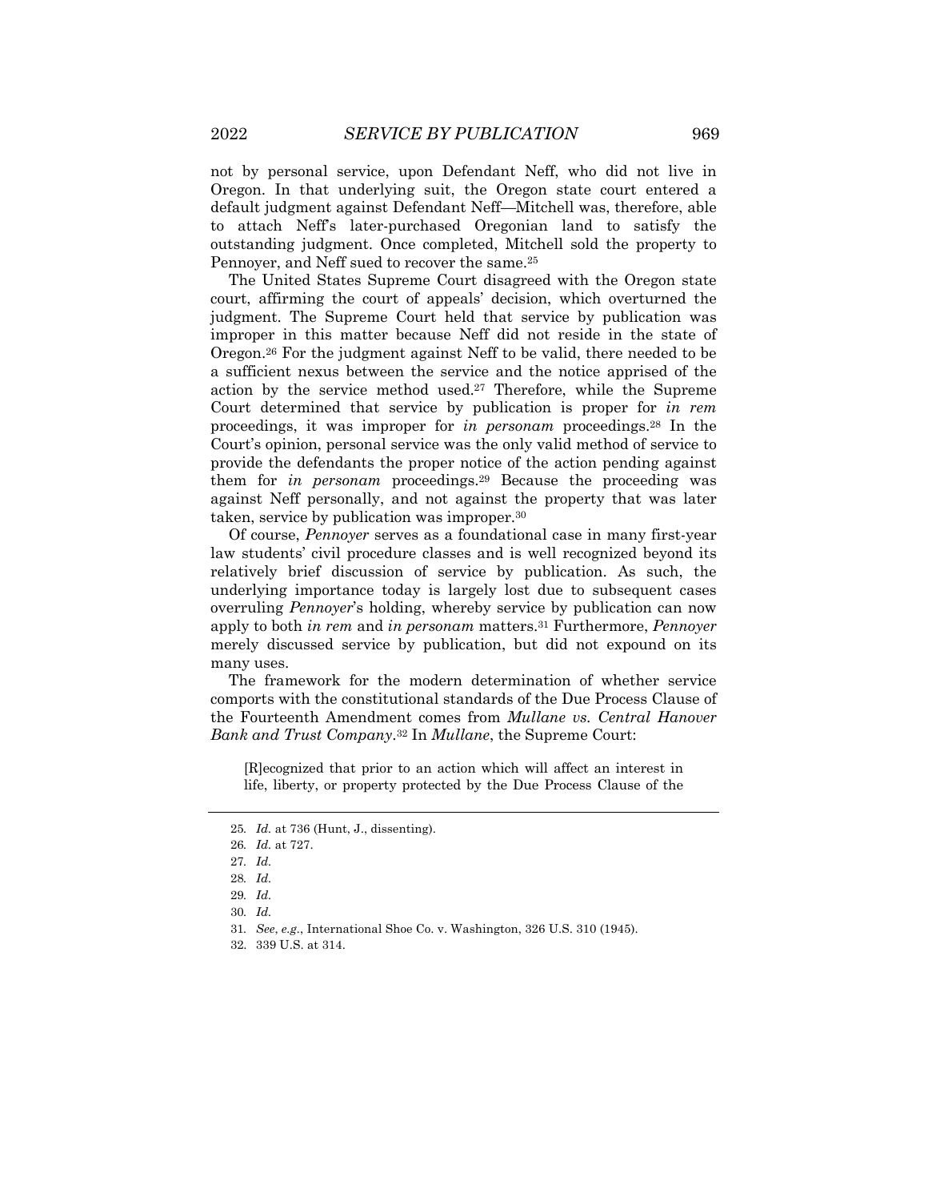not by personal service, upon Defendant Neff, who did not live in Oregon. In that underlying suit, the Oregon state court entered a default judgment against Defendant Neff—Mitchell was, therefore, able to attach Neff's later-purchased Oregonian land to satisfy the outstanding judgment. Once completed, Mitchell sold the property to Pennoyer, and Neff sued to recover the same.[25]

The United States Supreme Court disagreed with the Oregon state court, affirming the court of appeals' decision, which overturned the judgment. The Supreme Court held that service by publication was improper in this matter because Neff did not reside in the state of Oregon.[26] For the judgment against Neff to be valid, there needed to be a sufficient nexus between the service and the notice apprised of the action by the service method used.[27] Therefore, while the Supreme Court determined that service by publication is proper for *in rem* proceedings, it was improper for *in personam* proceedings.[28] In the Court's opinion, personal service was the only valid method of service to provide the defendants the proper notice of the action pending against them for *in personam* proceedings.[29] Because the proceeding was against Neff personally, and not against the property that was later taken, service by publication was improper.[30]

Of course, *Pennoyer* serves as a foundational case in many first-year law students' civil procedure classes and is well recognized beyond its relatively brief discussion of service by publication. As such, the underlying importance today is largely lost due to subsequent cases overruling *Pennoyer*'s holding, whereby service by publication can now apply to both *in rem* and *in personam* matters.[31] Furthermore, *Pennoyer* merely discussed service by publication, but did not expound on its many uses.

The framework for the modern determination of whether service comports with the constitutional standards of the Due Process Clause of the Fourteenth Amendment comes from *Mullane vs. Central Hanover Bank and Trust Company*.[32] In *Mullane*, the Supreme Court:

> [R]ecognized that prior to an action which will affect an interest in life, liberty, or property protected by the Due Process Clause of the

---

25. *Id.* at 736 (Hunt, J., dissenting).
26. *Id.* at 727.
27. *Id.*
28. *Id.*
29. *Id.*
30. *Id.*
31. *See*, *e.g.*, International Shoe Co. v. Washington, 326 U.S. 310 (1945).
32. 339 U.S. at 314.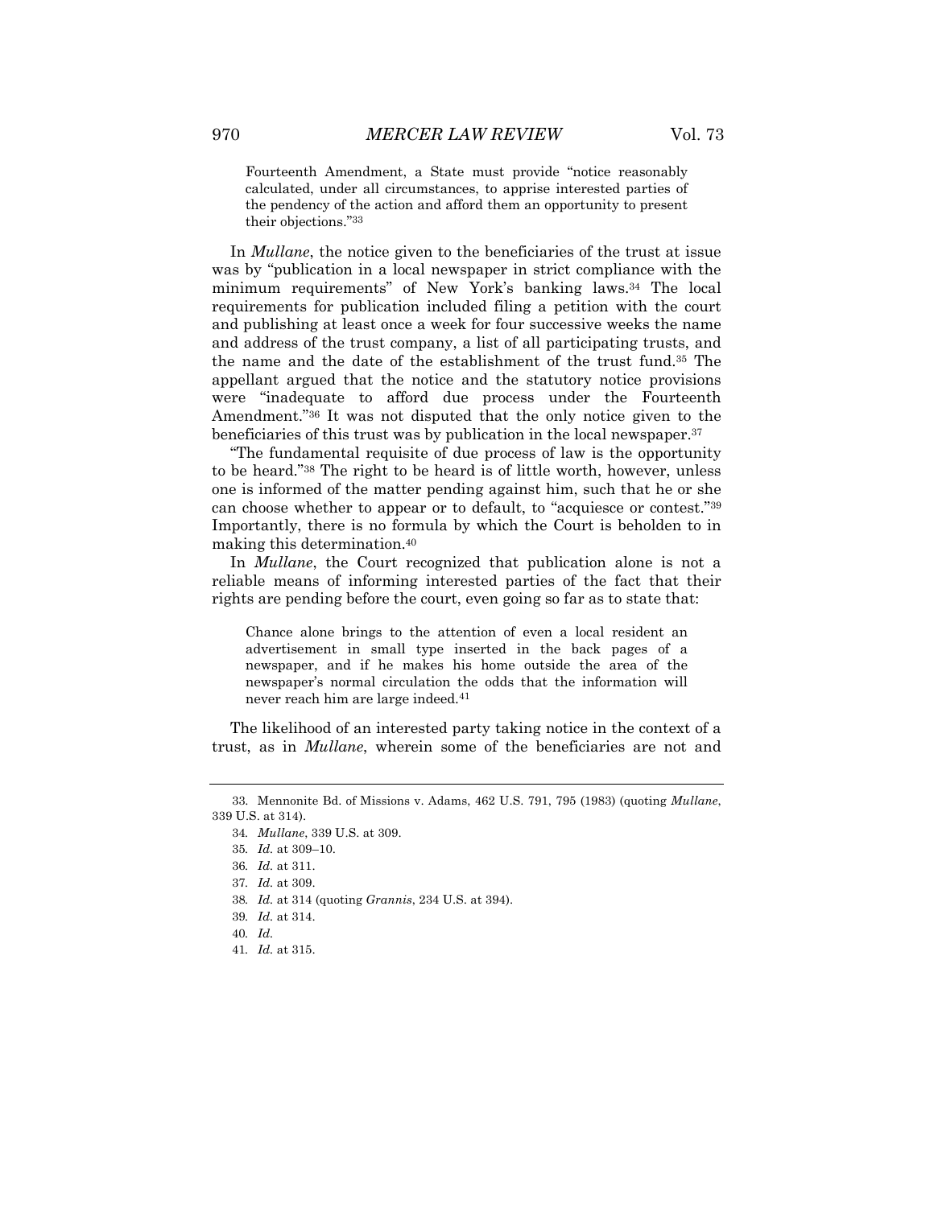> Fourteenth Amendment, a State must provide "notice reasonably calculated, under all circumstances, to apprise interested parties of the pendency of the action and afford them an opportunity to present their objections."[33]

In *Mullane*, the notice given to the beneficiaries of the trust at issue was by "publication in a local newspaper in strict compliance with the minimum requirements" of New York's banking laws.[34] The local requirements for publication included filing a petition with the court and publishing at least once a week for four successive weeks the name and address of the trust company, a list of all participating trusts, and the name and the date of the establishment of the trust fund.[35] The appellant argued that the notice and the statutory notice provisions were "inadequate to afford due process under the Fourteenth Amendment."[36] It was not disputed that the only notice given to the beneficiaries of this trust was by publication in the local newspaper.[37]

"The fundamental requisite of due process of law is the opportunity to be heard."[38] The right to be heard is of little worth, however, unless one is informed of the matter pending against him, such that he or she can choose whether to appear or to default, to "acquiesce or contest."[39] Importantly, there is no formula by which the Court is beholden to in making this determination.[40]

In *Mullane*, the Court recognized that publication alone is not a reliable means of informing interested parties of the fact that their rights are pending before the court, even going so far as to state that:

> Chance alone brings to the attention of even a local resident an advertisement in small type inserted in the back pages of a newspaper, and if he makes his home outside the area of the newspaper's normal circulation the odds that the information will never reach him are large indeed.[41]

The likelihood of an interested party taking notice in the context of a trust, as in *Mullane*, wherein some of the beneficiaries are not and

---

33. Mennonite Bd. of Missions v. Adams, 462 U.S. 791, 795 (1983) (quoting *Mullane*, 339 U.S. at 314).

34. *Mullane*, 339 U.S. at 309.

35. *Id.* at 309–10.

36. *Id.* at 311.

37. *Id.* at 309.

38. *Id.* at 314 (quoting *Grannis*, 234 U.S. at 394).

39. *Id.* at 314.

40. *Id.*

41. *Id.* at 315.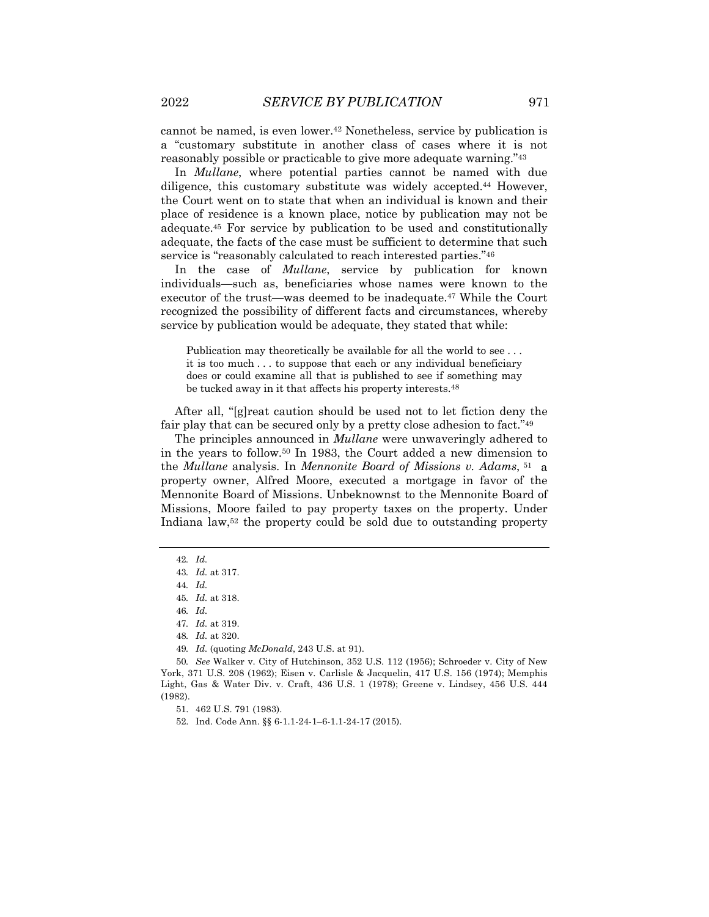cannot be named, is even lower.[42] Nonetheless, service by publication is a "customary substitute in another class of cases where it is not reasonably possible or practicable to give more adequate warning."[43]

In *Mullane*, where potential parties cannot be named with due diligence, this customary substitute was widely accepted.[44] However, the Court went on to state that when an individual is known and their place of residence is a known place, notice by publication may not be adequate.[45] For service by publication to be used and constitutionally adequate, the facts of the case must be sufficient to determine that such service is "reasonably calculated to reach interested parties."[46]

In the case of *Mullane*, service by publication for known individuals—such as, beneficiaries whose names were known to the executor of the trust—was deemed to be inadequate.[47] While the Court recognized the possibility of different facts and circumstances, whereby service by publication would be adequate, they stated that while:

> Publication may theoretically be available for all the world to see . . . it is too much . . . to suppose that each or any individual beneficiary does or could examine all that is published to see if something may be tucked away in it that affects his property interests.[48]

After all, "[g]reat caution should be used not to let fiction deny the fair play that can be secured only by a pretty close adhesion to fact."[49]

The principles announced in *Mullane* were unwaveringly adhered to in the years to follow.[50] In 1983, the Court added a new dimension to the *Mullane* analysis. In *Mennonite Board of Missions v. Adams*,[51] a property owner, Alfred Moore, executed a mortgage in favor of the Mennonite Board of Missions. Unbeknownst to the Mennonite Board of Missions, Moore failed to pay property taxes on the property. Under Indiana law,[52] the property could be sold due to outstanding property

---

42. *Id.*

43. *Id.* at 317.

44. *Id.*

45. *Id.* at 318.

46. *Id.*

47. *Id.* at 319.

48. *Id.* at 320.

49. *Id.* (quoting *McDonald*, 243 U.S. at 91).

50. *See* Walker v. City of Hutchinson, 352 U.S. 112 (1956); Schroeder v. City of New York, 371 U.S. 208 (1962); Eisen v. Carlisle & Jacquelin, 417 U.S. 156 (1974); Memphis Light, Gas & Water Div. v. Craft, 436 U.S. 1 (1978); Greene v. Lindsey, 456 U.S. 444 (1982).

51. 462 U.S. 791 (1983).

52. Ind. Code Ann. §§ 6-1.1-24-1–6-1.1-24-17 (2015).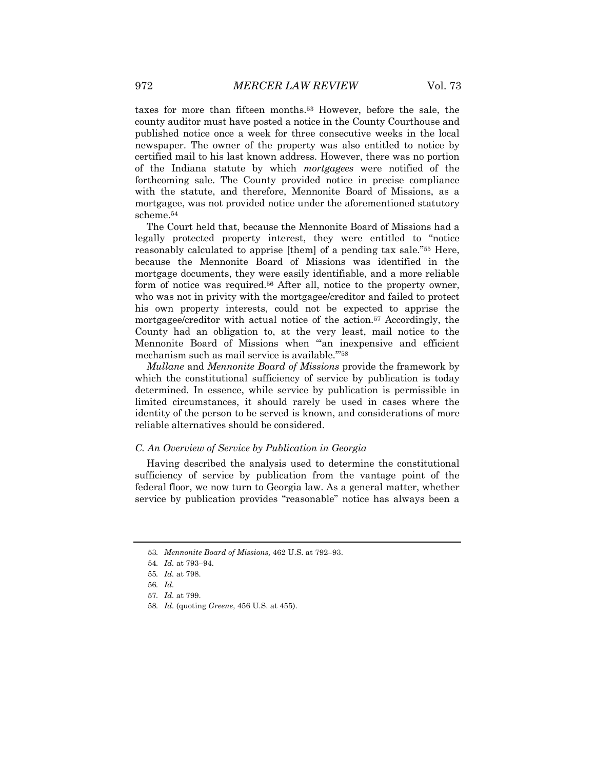taxes for more than fifteen months.[53] However, before the sale, the county auditor must have posted a notice in the County Courthouse and published notice once a week for three consecutive weeks in the local newspaper. The owner of the property was also entitled to notice by certified mail to his last known address. However, there was no portion of the Indiana statute by which *mortgagees* were notified of the forthcoming sale. The County provided notice in precise compliance with the statute, and therefore, Mennonite Board of Missions, as a mortgagee, was not provided notice under the aforementioned statutory scheme.[54]

The Court held that, because the Mennonite Board of Missions had a legally protected property interest, they were entitled to "notice reasonably calculated to apprise [them] of a pending tax sale."[55] Here, because the Mennonite Board of Missions was identified in the mortgage documents, they were easily identifiable, and a more reliable form of notice was required.[56] After all, notice to the property owner, who was not in privity with the mortgagee/creditor and failed to protect his own property interests, could not be expected to apprise the mortgagee/creditor with actual notice of the action.[57] Accordingly, the County had an obligation to, at the very least, mail notice to the Mennonite Board of Missions when "'an inexpensive and efficient mechanism such as mail service is available.'"[58]

*Mullane* and *Mennonite Board of Missions* provide the framework by which the constitutional sufficiency of service by publication is today determined. In essence, while service by publication is permissible in limited circumstances, it should rarely be used in cases where the identity of the person to be served is known, and considerations of more reliable alternatives should be considered.

### *C. An Overview of Service by Publication in Georgia*

Having described the analysis used to determine the constitutional sufficiency of service by publication from the vantage point of the federal floor, we now turn to Georgia law. As a general matter, whether service by publication provides "reasonable" notice has always been a

---

53. *Mennonite Board of Missions,* 462 U.S. at 792–93.

54. *Id.* at 793–94.

55. *Id.* at 798.

56. *Id.*

57. *Id.* at 799.

58. *Id.* (quoting *Greene*, 456 U.S. at 455).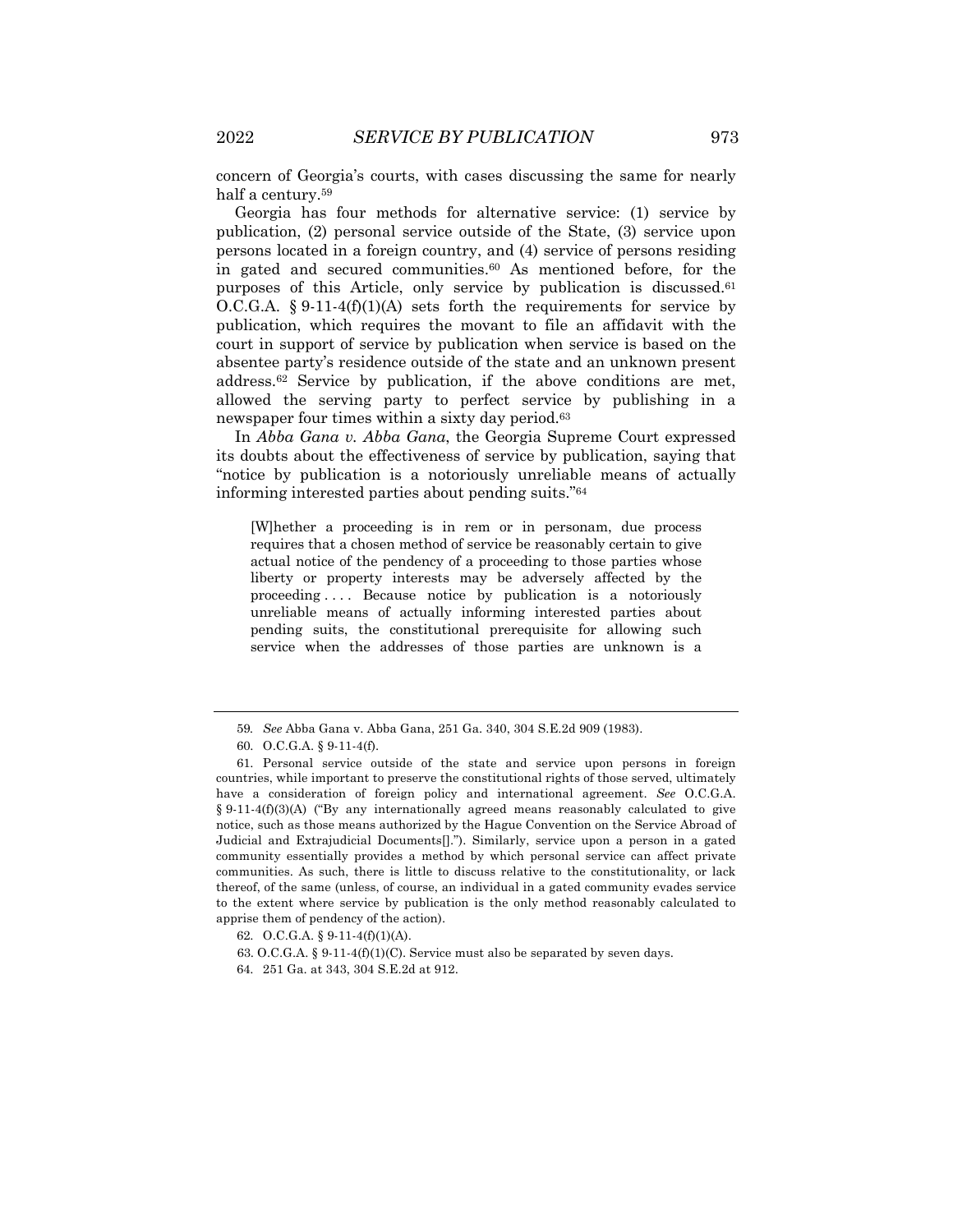concern of Georgia's courts, with cases discussing the same for nearly half a century.[59]

Georgia has four methods for alternative service: (1) service by publication, (2) personal service outside of the State, (3) service upon persons located in a foreign country, and (4) service of persons residing in gated and secured communities.[60] As mentioned before, for the purposes of this Article, only service by publication is discussed.[61] O.C.G.A. § 9-11-4(f)(1)(A) sets forth the requirements for service by publication, which requires the movant to file an affidavit with the court in support of service by publication when service is based on the absentee party's residence outside of the state and an unknown present address.[62] Service by publication, if the above conditions are met, allowed the serving party to perfect service by publishing in a newspaper four times within a sixty day period.[63]

In *Abba Gana v. Abba Gana*, the Georgia Supreme Court expressed its doubts about the effectiveness of service by publication, saying that "notice by publication is a notoriously unreliable means of actually informing interested parties about pending suits."[64]

> [W]hether a proceeding is in rem or in personam, due process requires that a chosen method of service be reasonably certain to give actual notice of the pendency of a proceeding to those parties whose liberty or property interests may be adversely affected by the proceeding . . . . Because notice by publication is a notoriously unreliable means of actually informing interested parties about pending suits, the constitutional prerequisite for allowing such service when the addresses of those parties are unknown is a

---

59. *See* Abba Gana v. Abba Gana, 251 Ga. 340, 304 S.E.2d 909 (1983).

60. O.C.G.A. § 9-11-4(f).

61. Personal service outside of the state and service upon persons in foreign countries, while important to preserve the constitutional rights of those served, ultimately have a consideration of foreign policy and international agreement. *See* O.C.G.A. § 9-11-4(f)(3)(A) ("By any internationally agreed means reasonably calculated to give notice, such as those means authorized by the Hague Convention on the Service Abroad of Judicial and Extrajudicial Documents[]."). Similarly, service upon a person in a gated community essentially provides a method by which personal service can affect private communities. As such, there is little to discuss relative to the constitutionality, or lack thereof, of the same (unless, of course, an individual in a gated community evades service to the extent where service by publication is the only method reasonably calculated to apprise them of pendency of the action).

62. O.C.G.A. § 9-11-4(f)(1)(A).

63. O.C.G.A. § 9-11-4(f)(1)(C). Service must also be separated by seven days.

64. 251 Ga. at 343, 304 S.E.2d at 912.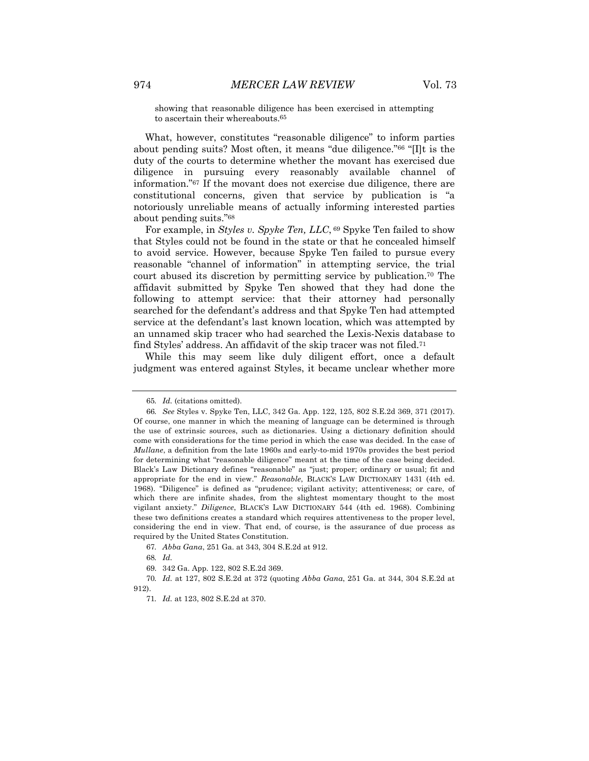showing that reasonable diligence has been exercised in attempting to ascertain their whereabouts.[65]

What, however, constitutes "reasonable diligence" to inform parties about pending suits? Most often, it means "due diligence."[66] "[I]t is the duty of the courts to determine whether the movant has exercised due diligence in pursuing every reasonably available channel of information."[67] If the movant does not exercise due diligence, there are constitutional concerns, given that service by publication is "a notoriously unreliable means of actually informing interested parties about pending suits."[68]

For example, in *Styles v. Spyke Ten, LLC*,[69] Spyke Ten failed to show that Styles could not be found in the state or that he concealed himself to avoid service. However, because Spyke Ten failed to pursue every reasonable "channel of information" in attempting service, the trial court abused its discretion by permitting service by publication.[70] The affidavit submitted by Spyke Ten showed that they had done the following to attempt service: that their attorney had personally searched for the defendant's address and that Spyke Ten had attempted service at the defendant's last known location, which was attempted by an unnamed skip tracer who had searched the Lexis-Nexis database to find Styles' address. An affidavit of the skip tracer was not filed.[71]

While this may seem like duly diligent effort, once a default judgment was entered against Styles, it became unclear whether more

---

65. *Id.* (citations omitted).

66. *See* Styles v. Spyke Ten, LLC, 342 Ga. App. 122, 125, 802 S.E.2d 369, 371 (2017). Of course, one manner in which the meaning of language can be determined is through the use of extrinsic sources, such as dictionaries. Using a dictionary definition should come with considerations for the time period in which the case was decided. In the case of *Mullane*, a definition from the late 1960s and early-to-mid 1970s provides the best period for determining what "reasonable diligence" meant at the time of the case being decided. Black's Law Dictionary defines "reasonable" as "just; proper; ordinary or usual; fit and appropriate for the end in view." *Reasonable*, BLACK'S LAW DICTIONARY 1431 (4th ed. 1968). "Diligence" is defined as "prudence; vigilant activity; attentiveness; or care, of which there are infinite shades, from the slightest momentary thought to the most vigilant anxiety." *Diligence*, BLACK'S LAW DICTIONARY 544 (4th ed. 1968). Combining these two definitions creates a standard which requires attentiveness to the proper level, considering the end in view. That end, of course, is the assurance of due process as required by the United States Constitution.

67. *Abba Gana*, 251 Ga. at 343, 304 S.E.2d at 912.

68. *Id.*

69. 342 Ga. App. 122, 802 S.E.2d 369.

70. *Id.* at 127, 802 S.E.2d at 372 (quoting *Abba Gana*, 251 Ga. at 344, 304 S.E.2d at 912).

71. *Id.* at 123, 802 S.E.2d at 370.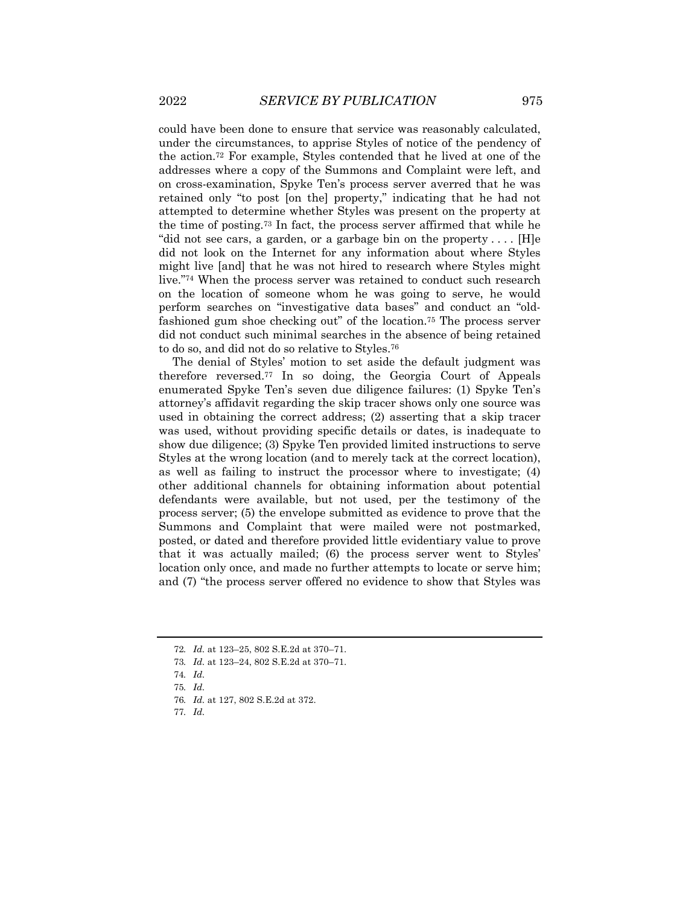could have been done to ensure that service was reasonably calculated, under the circumstances, to apprise Styles of notice of the pendency of the action.[72] For example, Styles contended that he lived at one of the addresses where a copy of the Summons and Complaint were left, and on cross-examination, Spyke Ten's process server averred that he was retained only "to post [on the] property," indicating that he had not attempted to determine whether Styles was present on the property at the time of posting.[73] In fact, the process server affirmed that while he "did not see cars, a garden, or a garbage bin on the property . . . . [H]e did not look on the Internet for any information about where Styles might live [and] that he was not hired to research where Styles might live."[74] When the process server was retained to conduct such research on the location of someone whom he was going to serve, he would perform searches on "investigative data bases" and conduct an "old-fashioned gum shoe checking out" of the location.[75] The process server did not conduct such minimal searches in the absence of being retained to do so, and did not do so relative to Styles.[76]

The denial of Styles' motion to set aside the default judgment was therefore reversed.[77] In so doing, the Georgia Court of Appeals enumerated Spyke Ten's seven due diligence failures: (1) Spyke Ten's attorney's affidavit regarding the skip tracer shows only one source was used in obtaining the correct address; (2) asserting that a skip tracer was used, without providing specific details or dates, is inadequate to show due diligence; (3) Spyke Ten provided limited instructions to serve Styles at the wrong location (and to merely tack at the correct location), as well as failing to instruct the processor where to investigate; (4) other additional channels for obtaining information about potential defendants were available, but not used, per the testimony of the process server; (5) the envelope submitted as evidence to prove that the Summons and Complaint that were mailed were not postmarked, posted, or dated and therefore provided little evidentiary value to prove that it was actually mailed; (6) the process server went to Styles' location only once, and made no further attempts to locate or serve him; and (7) "the process server offered no evidence to show that Styles was

---

72. *Id.* at 123–25, 802 S.E.2d at 370–71.

73. *Id.* at 123–24, 802 S.E.2d at 370–71.

74. *Id.*

75. *Id.*

76. *Id.* at 127, 802 S.E.2d at 372.

77. *Id.*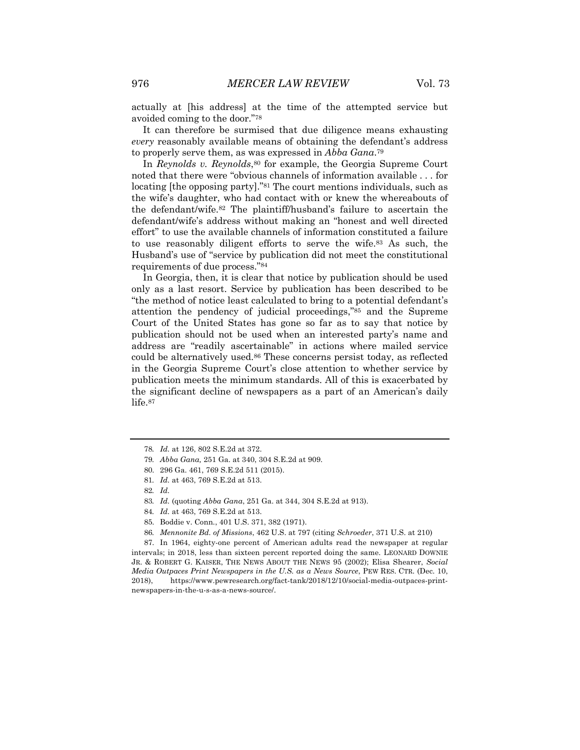actually at [his address] at the time of the attempted service but avoided coming to the door."[78]

It can therefore be surmised that due diligence means exhausting *every* reasonably available means of obtaining the defendant's address to properly serve them, as was expressed in *Abba Gana*.[79]

In *Reynolds v. Reynolds*,[80] for example, the Georgia Supreme Court noted that there were "obvious channels of information available . . . for locating [the opposing party]."[81] The court mentions individuals, such as the wife's daughter, who had contact with or knew the whereabouts of the defendant/wife.[82] The plaintiff/husband's failure to ascertain the defendant/wife's address without making an "honest and well directed effort" to use the available channels of information constituted a failure to use reasonably diligent efforts to serve the wife.[83] As such, the Husband's use of "service by publication did not meet the constitutional requirements of due process."[84]

In Georgia, then, it is clear that notice by publication should be used only as a last resort. Service by publication has been described to be "the method of notice least calculated to bring to a potential defendant's attention the pendency of judicial proceedings,"[85] and the Supreme Court of the United States has gone so far as to say that notice by publication should not be used when an interested party's name and address are "readily ascertainable" in actions where mailed service could be alternatively used.[86] These concerns persist today, as reflected in the Georgia Supreme Court's close attention to whether service by publication meets the minimum standards. All of this is exacerbated by the significant decline of newspapers as a part of an American's daily life.[87]

---

78. *Id.* at 126, 802 S.E.2d at 372.

79. *Abba Gana,* 251 Ga. at 340, 304 S.E.2d at 909.

80. 296 Ga. 461, 769 S.E.2d 511 (2015).

81. *Id.* at 463, 769 S.E.2d at 513.

82. *Id.*

83. *Id.* (quoting *Abba Gana*, 251 Ga. at 344, 304 S.E.2d at 913).

84. *Id.* at 463, 769 S.E.2d at 513.

85. Boddie v. Conn., 401 U.S. 371, 382 (1971).

86. *Mennonite Bd. of Missions*, 462 U.S. at 797 (citing *Schroeder*, 371 U.S. at 210)

87. In 1964, eighty-one percent of American adults read the newspaper at regular intervals; in 2018, less than sixteen percent reported doing the same. LEONARD DOWNIE JR. & ROBERT G. KAISER, THE NEWS ABOUT THE NEWS 95 (2002); Elisa Shearer, *Social Media Outpaces Print Newspapers in the U.S. as a News Source*, PEW RES. CTR. (Dec. 10, 2018), https://www.pewresearch.org/fact-tank/2018/12/10/social-media-outpaces-print-newspapers-in-the-u-s-as-a-news-source/.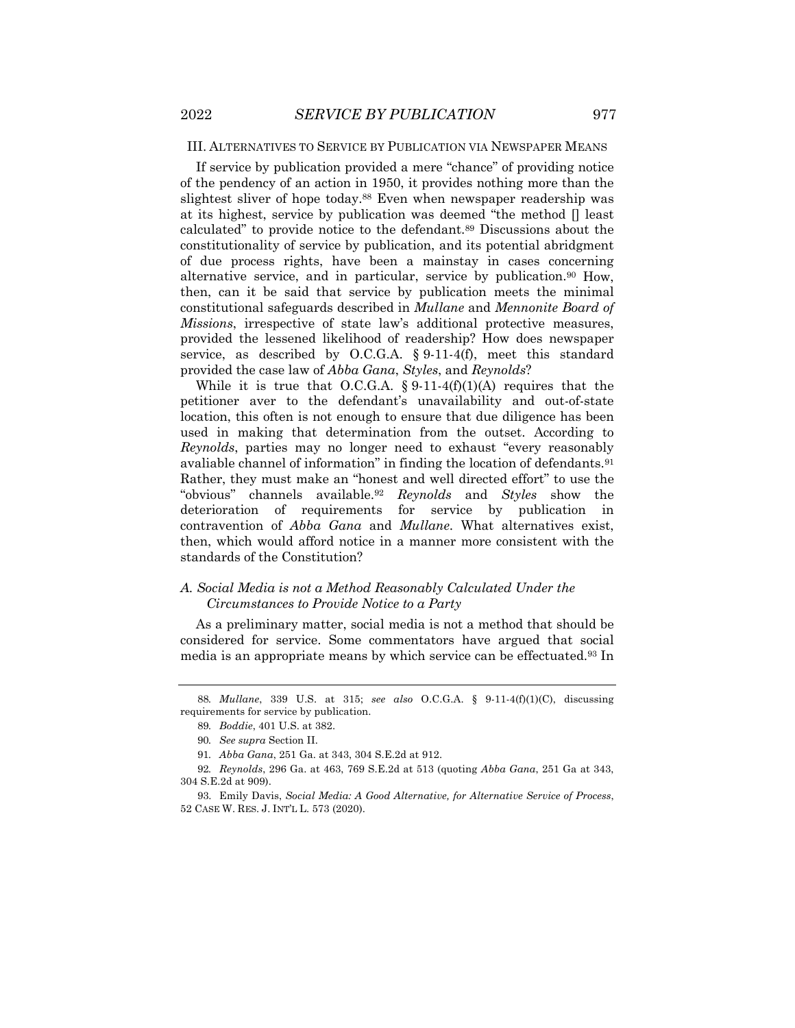## III. ALTERNATIVES TO SERVICE BY PUBLICATION VIA NEWSPAPER MEANS

If service by publication provided a mere "chance" of providing notice of the pendency of an action in 1950, it provides nothing more than the slightest sliver of hope today.[88] Even when newspaper readership was at its highest, service by publication was deemed "the method [] least calculated" to provide notice to the defendant.[89] Discussions about the constitutionality of service by publication, and its potential abridgment of due process rights, have been a mainstay in cases concerning alternative service, and in particular, service by publication.[90] How, then, can it be said that service by publication meets the minimal constitutional safeguards described in *Mullane* and *Mennonite Board of Missions*, irrespective of state law's additional protective measures, provided the lessened likelihood of readership? How does newspaper service, as described by O.C.G.A. § 9-11-4(f), meet this standard provided the case law of *Abba Gana*, *Styles*, and *Reynolds*?

While it is true that O.C.G.A. § 9-11-4(f)(1)(A) requires that the petitioner aver to the defendant's unavailability and out-of-state location, this often is not enough to ensure that due diligence has been used in making that determination from the outset. According to *Reynolds*, parties may no longer need to exhaust "every reasonably avaliable channel of information" in finding the location of defendants.[91] Rather, they must make an "honest and well directed effort" to use the "obvious" channels available.[92] *Reynolds* and *Styles* show the deterioration of requirements for service by publication in contravention of *Abba Gana* and *Mullane*. What alternatives exist, then, which would afford notice in a manner more consistent with the standards of the Constitution?

### *A. Social Media is not a Method Reasonably Calculated Under the Circumstances to Provide Notice to a Party*

As a preliminary matter, social media is not a method that should be considered for service. Some commentators have argued that social media is an appropriate means by which service can be effectuated.[93] In

---

88. *Mullane*, 339 U.S. at 315; *see also* O.C.G.A. § 9-11-4(f)(1)(C), discussing requirements for service by publication.

89. *Boddie*, 401 U.S. at 382.

90. *See supra* Section II.

91. *Abba Gana*, 251 Ga. at 343, 304 S.E.2d at 912.

92. *Reynolds*, 296 Ga. at 463, 769 S.E.2d at 513 (quoting *Abba Gana*, 251 Ga at 343, 304 S.E.2d at 909).

93. Emily Davis, *Social Media: A Good Alternative, for Alternative Service of Process*, 52 CASE W. RES. J. INT'L L. 573 (2020).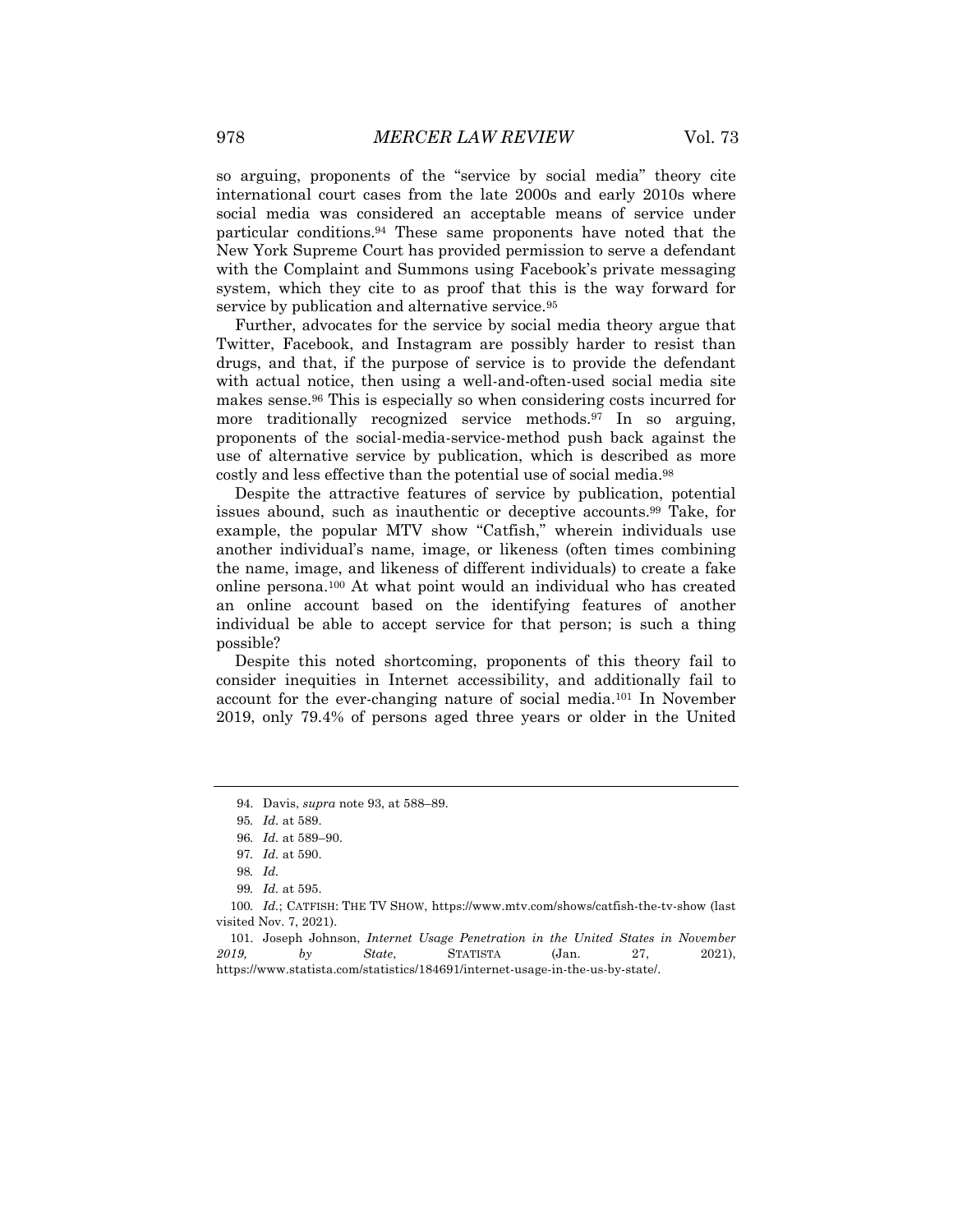so arguing, proponents of the "service by social media" theory cite international court cases from the late 2000s and early 2010s where social media was considered an acceptable means of service under particular conditions.[94] These same proponents have noted that the New York Supreme Court has provided permission to serve a defendant with the Complaint and Summons using Facebook's private messaging system, which they cite to as proof that this is the way forward for service by publication and alternative service.[95]

Further, advocates for the service by social media theory argue that Twitter, Facebook, and Instagram are possibly harder to resist than drugs, and that, if the purpose of service is to provide the defendant with actual notice, then using a well-and-often-used social media site makes sense.[96] This is especially so when considering costs incurred for more traditionally recognized service methods.[97] In so arguing, proponents of the social-media-service-method push back against the use of alternative service by publication, which is described as more costly and less effective than the potential use of social media.[98]

Despite the attractive features of service by publication, potential issues abound, such as inauthentic or deceptive accounts.[99] Take, for example, the popular MTV show "Catfish," wherein individuals use another individual's name, image, or likeness (often times combining the name, image, and likeness of different individuals) to create a fake online persona.[100] At what point would an individual who has created an online account based on the identifying features of another individual be able to accept service for that person; is such a thing possible?

Despite this noted shortcoming, proponents of this theory fail to consider inequities in Internet accessibility, and additionally fail to account for the ever-changing nature of social media.[101] In November 2019, only 79.4% of persons aged three years or older in the United

---

94. Davis, *supra* note 93, at 588–89.

95. *Id.* at 589.

96. *Id.* at 589–90.

97. *Id.* at 590.

98. *Id.*

99. *Id.* at 595.

100. *Id.*; CATFISH: THE TV SHOW, https://www.mtv.com/shows/catfish-the-tv-show (last visited Nov. 7, 2021).

101. Joseph Johnson, *Internet Usage Penetration in the United States in November 2019, by State*, STATISTA (Jan. 27, 2021), https://www.statista.com/statistics/184691/internet-usage-in-the-us-by-state/.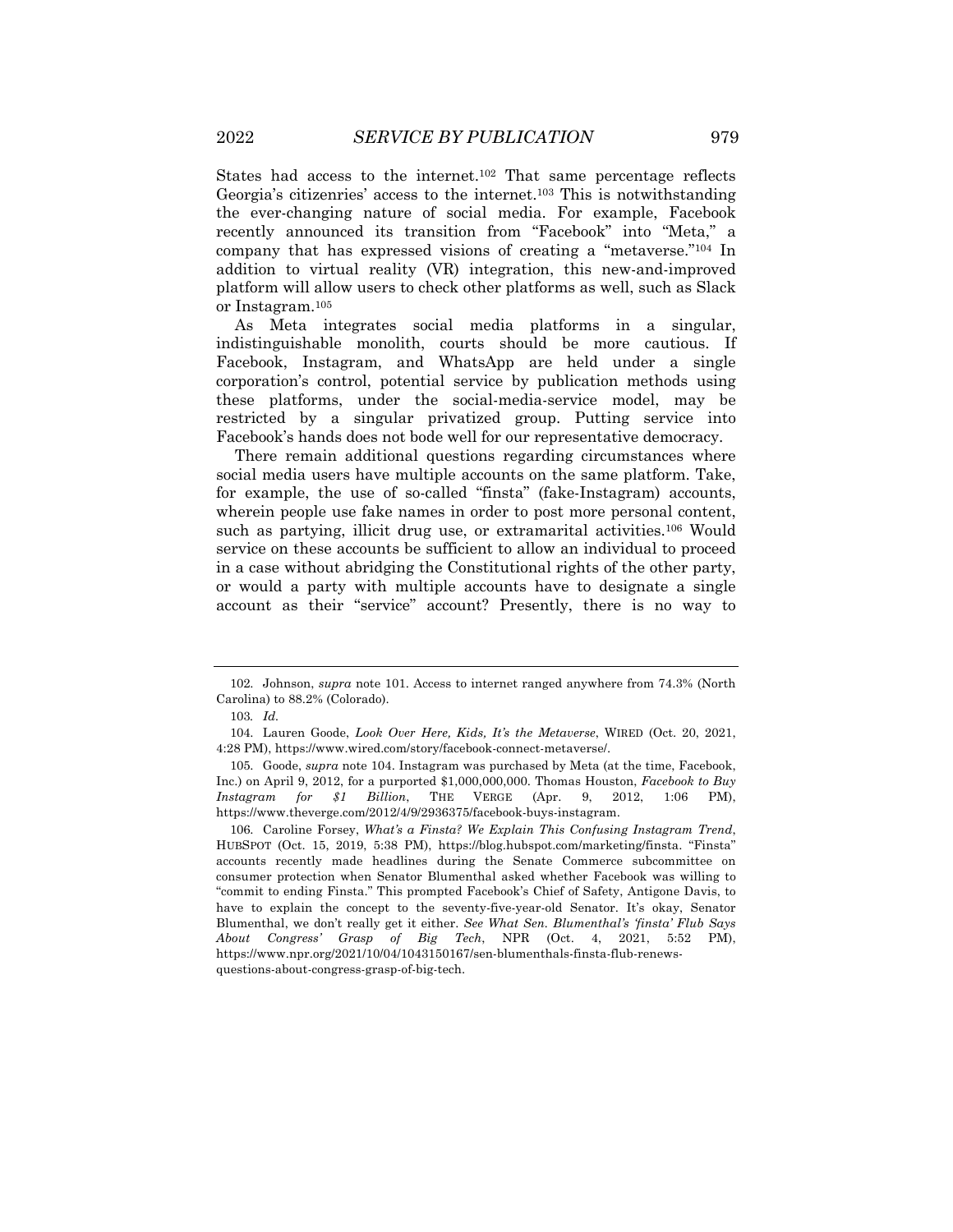States had access to the internet.[102] That same percentage reflects Georgia's citizenries' access to the internet.[103] This is notwithstanding the ever-changing nature of social media. For example, Facebook recently announced its transition from "Facebook" into "Meta," a company that has expressed visions of creating a "metaverse."[104] In addition to virtual reality (VR) integration, this new-and-improved platform will allow users to check other platforms as well, such as Slack or Instagram.[105]

As Meta integrates social media platforms in a singular, indistinguishable monolith, courts should be more cautious. If Facebook, Instagram, and WhatsApp are held under a single corporation's control, potential service by publication methods using these platforms, under the social-media-service model, may be restricted by a singular privatized group. Putting service into Facebook's hands does not bode well for our representative democracy.

There remain additional questions regarding circumstances where social media users have multiple accounts on the same platform. Take, for example, the use of so-called "finsta" (fake-Instagram) accounts, wherein people use fake names in order to post more personal content, such as partying, illicit drug use, or extramarital activities.[106] Would service on these accounts be sufficient to allow an individual to proceed in a case without abridging the Constitutional rights of the other party, or would a party with multiple accounts have to designate a single account as their "service" account? Presently, there is no way to

---

102. Johnson, *supra* note 101. Access to internet ranged anywhere from 74.3% (North Carolina) to 88.2% (Colorado).

103. *Id.*

104. Lauren Goode, *Look Over Here, Kids, It's the Metaverse*, WIRED (Oct. 20, 2021, 4:28 PM), https://www.wired.com/story/facebook-connect-metaverse/.

105. Goode, *supra* note 104. Instagram was purchased by Meta (at the time, Facebook, Inc.) on April 9, 2012, for a purported $1,000,000,000. Thomas Houston, *Facebook to Buy Instagram for $1 Billion*, THE VERGE (Apr. 9, 2012, 1:06 PM), https://www.theverge.com/2012/4/9/2936375/facebook-buys-instagram.

106. Caroline Forsey, *What's a Finsta? We Explain This Confusing Instagram Trend*, HUBSPOT (Oct. 15, 2019, 5:38 PM), https://blog.hubspot.com/marketing/finsta. "Finsta" accounts recently made headlines during the Senate Commerce subcommittee on consumer protection when Senator Blumenthal asked whether Facebook was willing to "commit to ending Finsta." This prompted Facebook's Chief of Safety, Antigone Davis, to have to explain the concept to the seventy-five-year-old Senator. It's okay, Senator Blumenthal, we don't really get it either. *See What Sen. Blumenthal's 'finsta' Flub Says About Congress' Grasp of Big Tech*, NPR (Oct. 4, 2021, 5:52 PM), https://www.npr.org/2021/10/04/1043150167/sen-blumenthals-finsta-flub-renews-questions-about-congress-grasp-of-big-tech.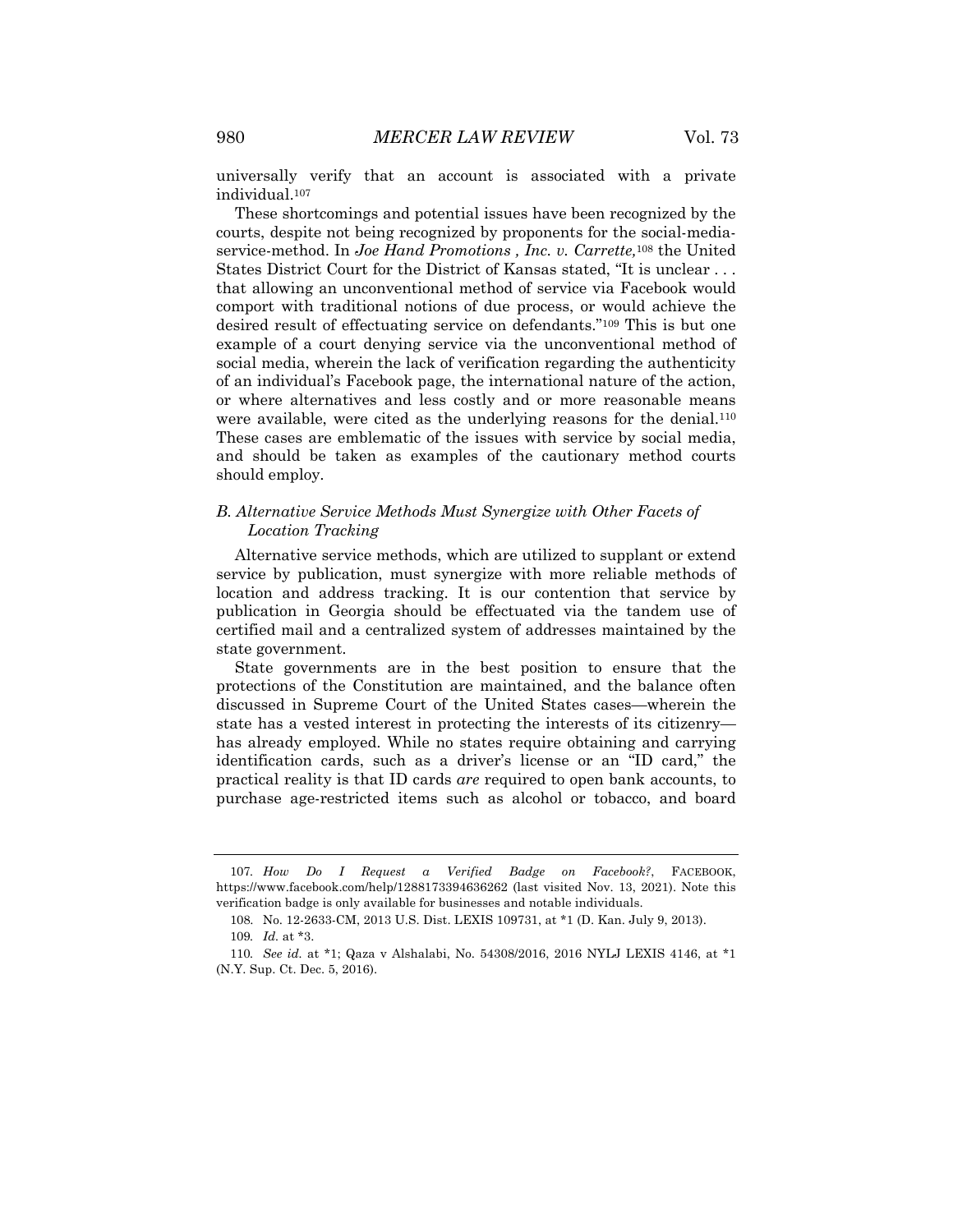universally verify that an account is associated with a private individual.[107]

These shortcomings and potential issues have been recognized by the courts, despite not being recognized by proponents for the social-media-service-method. In *Joe Hand Promotions , Inc. v. Carrette,*[108] the United States District Court for the District of Kansas stated, "It is unclear . . . that allowing an unconventional method of service via Facebook would comport with traditional notions of due process, or would achieve the desired result of effectuating service on defendants."[109] This is but one example of a court denying service via the unconventional method of social media, wherein the lack of verification regarding the authenticity of an individual's Facebook page, the international nature of the action, or where alternatives and less costly and or more reasonable means were available, were cited as the underlying reasons for the denial.[110] These cases are emblematic of the issues with service by social media, and should be taken as examples of the cautionary method courts should employ.

### *B. Alternative Service Methods Must Synergize with Other Facets of Location Tracking*

Alternative service methods, which are utilized to supplant or extend service by publication, must synergize with more reliable methods of location and address tracking. It is our contention that service by publication in Georgia should be effectuated via the tandem use of certified mail and a centralized system of addresses maintained by the state government.

State governments are in the best position to ensure that the protections of the Constitution are maintained, and the balance often discussed in Supreme Court of the United States cases—wherein the state has a vested interest in protecting the interests of its citizenry—has already employed. While no states require obtaining and carrying identification cards, such as a driver's license or an "ID card," the practical reality is that ID cards *are* required to open bank accounts, to purchase age-restricted items such as alcohol or tobacco, and board

---

107. *How Do I Request a Verified Badge on Facebook?*, FACEBOOK, https://www.facebook.com/help/1288173394636262 (last visited Nov. 13, 2021). Note this verification badge is only available for businesses and notable individuals.

108. No. 12-2633-CM, 2013 U.S. Dist. LEXIS 109731, at *1 (D. Kan. July 9, 2013).

109. *Id.* at *3.

110. *See id.* at *1; Qaza v Alshalabi, No. 54308/2016, 2016 NYLJ LEXIS 4146, at *1 (N.Y. Sup. Ct. Dec. 5, 2016).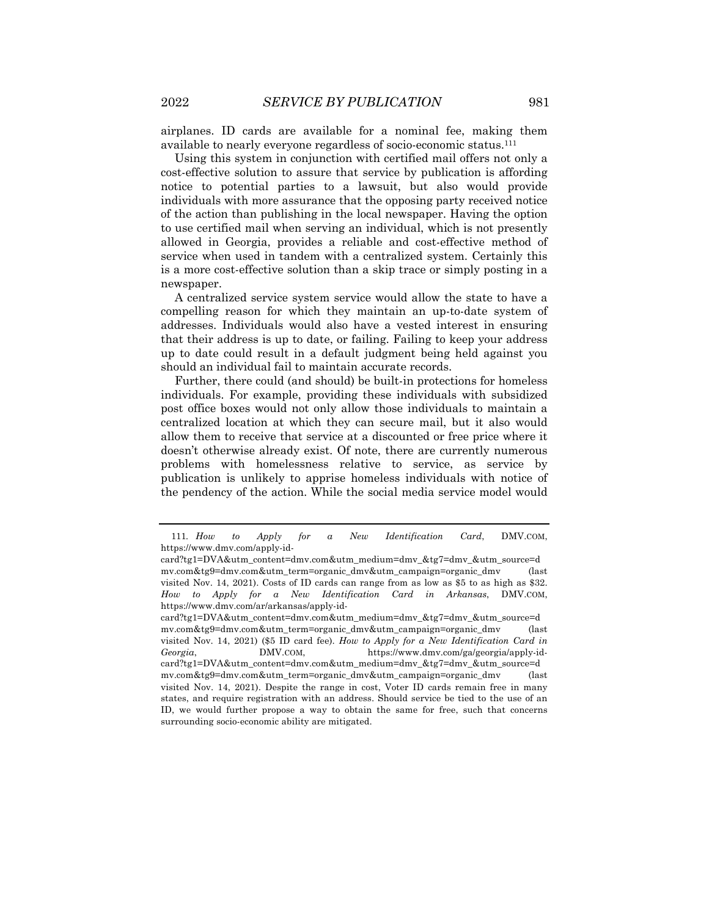airplanes. ID cards are available for a nominal fee, making them available to nearly everyone regardless of socio-economic status.[111]

Using this system in conjunction with certified mail offers not only a cost-effective solution to assure that service by publication is affording notice to potential parties to a lawsuit, but also would provide individuals with more assurance that the opposing party received notice of the action than publishing in the local newspaper. Having the option to use certified mail when serving an individual, which is not presently allowed in Georgia, provides a reliable and cost-effective method of service when used in tandem with a centralized system. Certainly this is a more cost-effective solution than a skip trace or simply posting in a newspaper.

A centralized service system service would allow the state to have a compelling reason for which they maintain an up-to-date system of addresses. Individuals would also have a vested interest in ensuring that their address is up to date, or failing. Failing to keep your address up to date could result in a default judgment being held against you should an individual fail to maintain accurate records.

Further, there could (and should) be built-in protections for homeless individuals. For example, providing these individuals with subsidized post office boxes would not only allow those individuals to maintain a centralized location at which they can secure mail, but it also would allow them to receive that service at a discounted or free price where it doesn't otherwise already exist. Of note, there are currently numerous problems with homelessness relative to service, as service by publication is unlikely to apprise homeless individuals with notice of the pendency of the action. While the social media service model would

---

111. *How to Apply for a New Identification Card*, DMV.COM, https://www.dmv.com/apply-id-card?tg1=DVA&utm_content=dmv.com&utm_medium=dmv_&tg7=dmv_&utm_source=dmv.com&tg9=dmv.com&utm_term=organic_dmv&utm_campaign=organic_dmv (last visited Nov. 14, 2021). Costs of ID cards can range from as low as $5 to as high as $32. *How to Apply for a New Identification Card in Arkansas*, DMV.COM, https://www.dmv.com/ar/arkansas/apply-id-card?tg1=DVA&utm_content=dmv.com&utm_medium=dmv_&tg7=dmv_&utm_source=dmv.com&tg9=dmv.com&utm_term=organic_dmv&utm_campaign=organic_dmv (last visited Nov. 14, 2021) ($5 ID card fee). *How to Apply for a New Identification Card in Georgia*, DMV.COM, https://www.dmv.com/ga/georgia/apply-id-card?tg1=DVA&utm_content=dmv.com&utm_medium=dmv_&tg7=dmv_&utm_source=dmv.com&tg9=dmv.com&utm_term=organic_dmv&utm_campaign=organic_dmv (last visited Nov. 14, 2021). Despite the range in cost, Voter ID cards remain free in many states, and require registration with an address. Should service be tied to the use of an ID, we would further propose a way to obtain the same for free, such that concerns surrounding socio-economic ability are mitigated.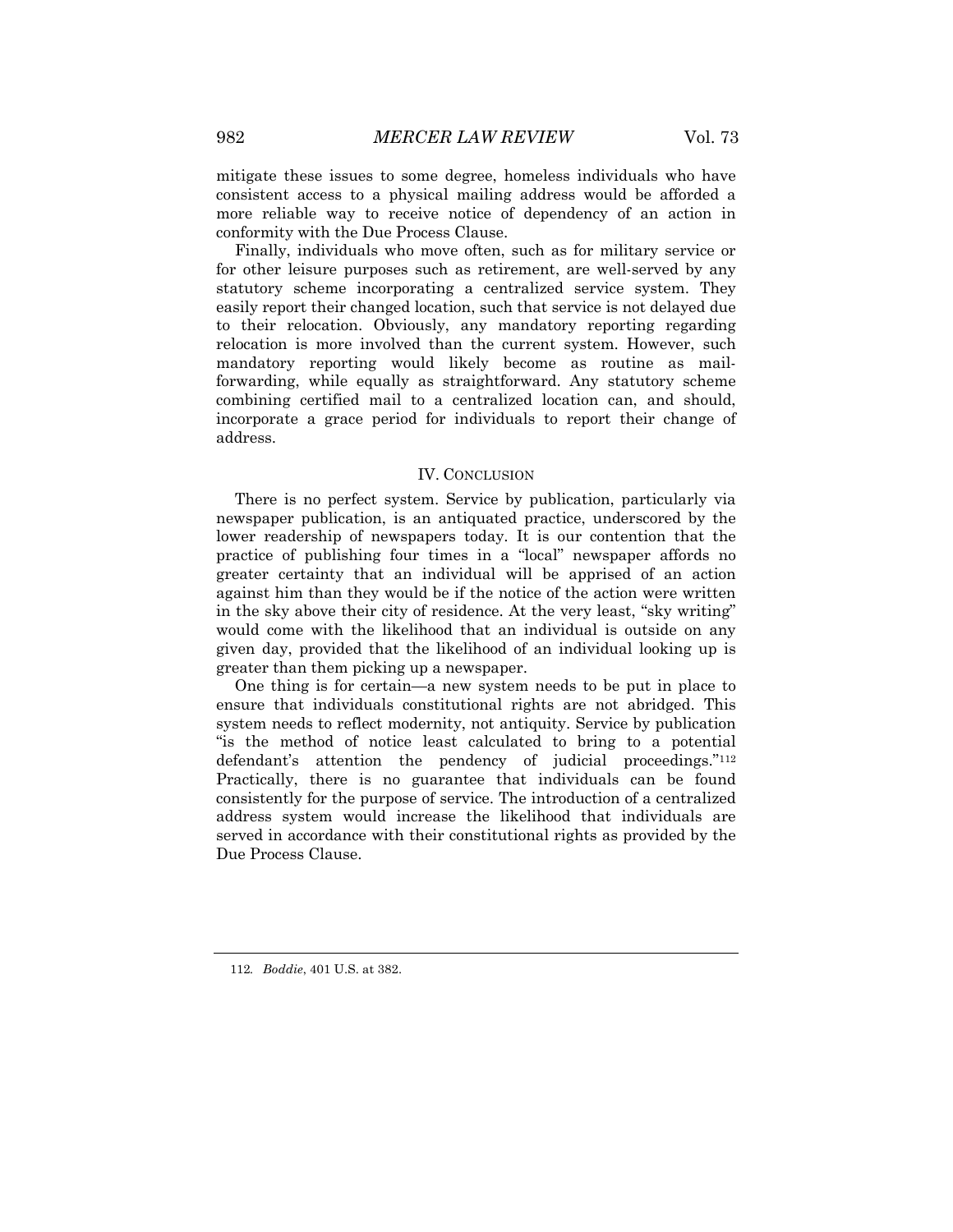mitigate these issues to some degree, homeless individuals who have consistent access to a physical mailing address would be afforded a more reliable way to receive notice of dependency of an action in conformity with the Due Process Clause.

Finally, individuals who move often, such as for military service or for other leisure purposes such as retirement, are well-served by any statutory scheme incorporating a centralized service system. They easily report their changed location, such that service is not delayed due to their relocation. Obviously, any mandatory reporting regarding relocation is more involved than the current system. However, such mandatory reporting would likely become as routine as mail-forwarding, while equally as straightforward. Any statutory scheme combining certified mail to a centralized location can, and should, incorporate a grace period for individuals to report their change of address.

## IV. CONCLUSION

There is no perfect system. Service by publication, particularly via newspaper publication, is an antiquated practice, underscored by the lower readership of newspapers today. It is our contention that the practice of publishing four times in a "local" newspaper affords no greater certainty that an individual will be apprised of an action against him than they would be if the notice of the action were written in the sky above their city of residence. At the very least, "sky writing" would come with the likelihood that an individual is outside on any given day, provided that the likelihood of an individual looking up is greater than them picking up a newspaper.

One thing is for certain—a new system needs to be put in place to ensure that individuals constitutional rights are not abridged. This system needs to reflect modernity, not antiquity. Service by publication "is the method of notice least calculated to bring to a potential defendant's attention the pendency of judicial proceedings."[112] Practically, there is no guarantee that individuals can be found consistently for the purpose of service. The introduction of a centralized address system would increase the likelihood that individuals are served in accordance with their constitutional rights as provided by the Due Process Clause.

---

112. *Boddie*, 401 U.S. at 382.